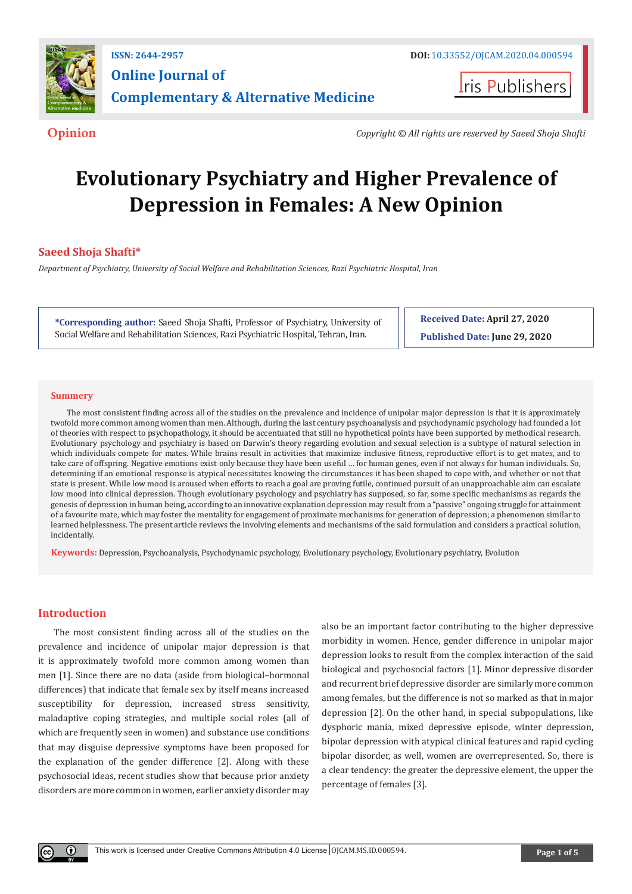ISSN: 2644-2957

DOI: 10.33552/OJCAM.2020.04.000594

**Online Journal of Complementary & Alternative Medicine**

Iris Publishers

**Opinion**

*Copyright © All rights are reserved by Saeed Shoja Shafti*

# Evolutionary Psychiatry and Higher Prevalence of Depression in Females: A New Opinion

**Saeed Shoja Shafti***

*Department of Psychiatry, University of Social Welfare and Rehabilitation Sciences, Razi Psychiatric Hospital, Iran*

**\*Corresponding author:** Saeed Shoja Shafti, Professor of Psychiatry, University of Social Welfare and Rehabilitation Sciences, Razi Psychiatric Hospital, Tehran, Iran.

**Received Date:** April 27, 2020

**Published Date:** June 29, 2020

## Summary

The most consistent finding across all of the studies on the prevalence and incidence of unipolar major depression is that it is approximately twofold more common among women than men. Although, during the last century psychoanalysis and psychodynamic psychology had founded a lot of theories with respect to psychopathology, it should be accentuated that still no hypothetical points have been supported by methodical research. Evolutionary psychology and psychiatry is based on Darwin's theory regarding evolution and sexual selection is a subtype of natural selection in which individuals compete for mates. While brains result in activities that maximize inclusive fitness, reproductive effort is to get mates, and to take care of offspring. Negative emotions exist only because they have been useful … for human genes, even if not always for human individuals. So, determining if an emotional response is atypical necessitates knowing the circumstances it has been shaped to cope with, and whether or not that state is present. While low mood is aroused when efforts to reach a goal are proving futile, continued pursuit of an unapproachable aim can escalate low mood into clinical depression. Though evolutionary psychology and psychiatry has supposed, so far, some specific mechanisms as regards the genesis of depression in human being, according to an innovative explanation depression may result from a "passive" ongoing struggle for attainment of a favourite mate, which may foster the mentality for engagement of proximate mechanisms for generation of depression; a phenomenon similar to learned helplessness. The present article reviews the involving elements and mechanisms of the said formulation and considers a practical solution, incidentally.

**Keywords:** Depression, Psychoanalysis, Psychodynamic psychology, Evolutionary psychology, Evolutionary psychiatry, Evolution

## Introduction

The most consistent finding across all of the studies on the prevalence and incidence of unipolar major depression is that it is approximately twofold more common among women than men [1]. Since there are no data (aside from biological–hormonal differences) that indicate that female sex by itself means increased susceptibility for depression, increased stress sensitivity, maladaptive coping strategies, and multiple social roles (all of which are frequently seen in women) and substance use conditions that may disguise depressive symptoms have been proposed for the explanation of the gender difference [2]. Along with these psychosocial ideas, recent studies show that because prior anxiety disorders are more common in women, earlier anxiety disorder may also be an important factor contributing to the higher depressive morbidity in women. Hence, gender difference in unipolar major depression looks to result from the complex interaction of the said biological and psychosocial factors [1]. Minor depressive disorder and recurrent brief depressive disorder are similarly more common among females, but the difference is not so marked as that in major depression [2]. On the other hand, in special subpopulations, like dysphoric mania, mixed depressive episode, winter depression, bipolar depression with atypical clinical features and rapid cycling bipolar disorder, as well, women are overrepresented. So, there is a clear tendency: the greater the depressive element, the upper the percentage of females [3].

This work is licensed under Creative Commons Attribution 4.0 License OJCAM.MS.ID.000594.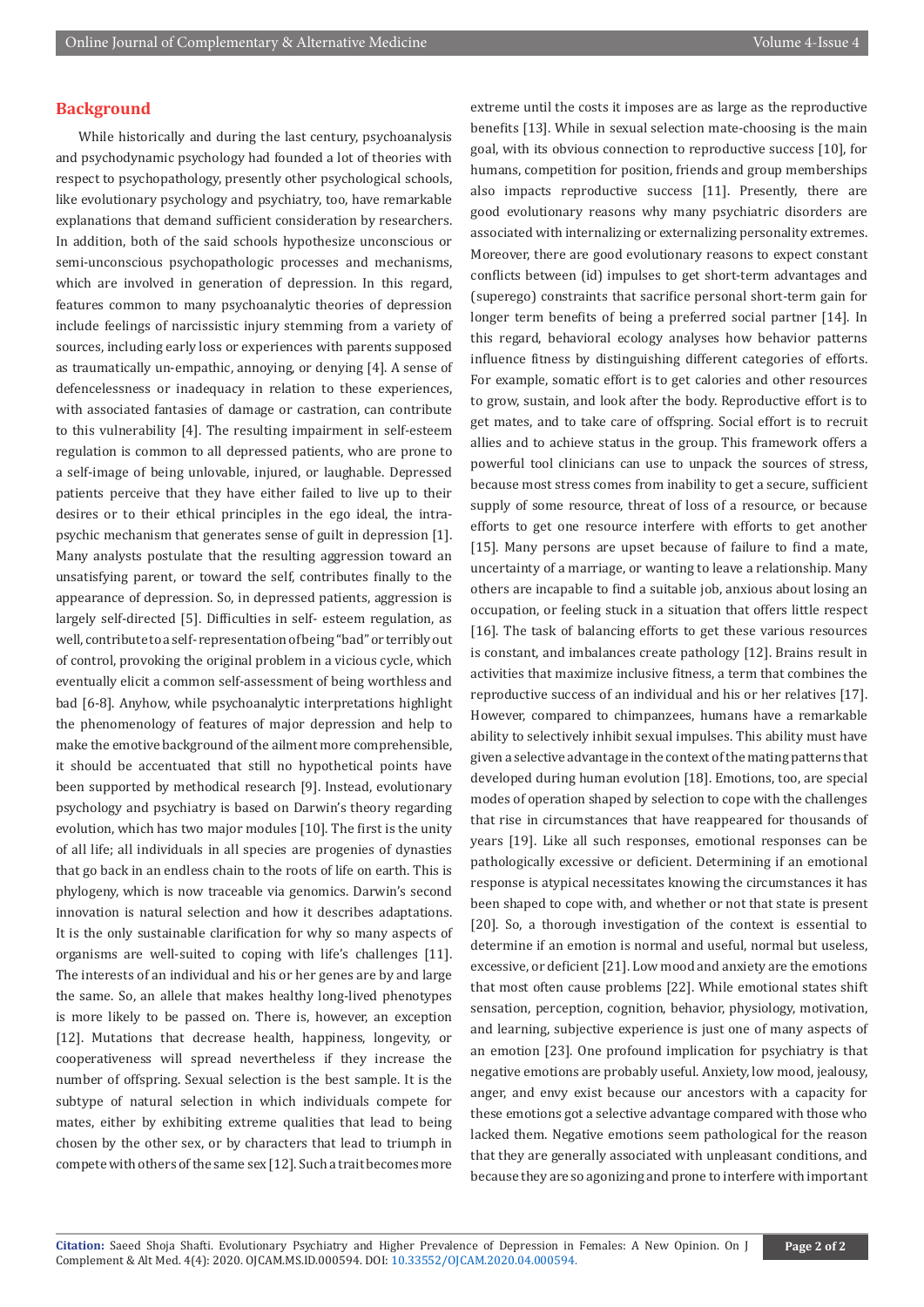## Background

While historically and during the last century, psychoanalysis and psychodynamic psychology had founded a lot of theories with respect to psychopathology, presently other psychological schools, like evolutionary psychology and psychiatry, too, have remarkable explanations that demand sufficient consideration by researchers. In addition, both of the said schools hypothesize unconscious or semi-unconscious psychopathologic processes and mechanisms, which are involved in generation of depression. In this regard, features common to many psychoanalytic theories of depression include feelings of narcissistic injury stemming from a variety of sources, including early loss or experiences with parents supposed as traumatically un-empathic, annoying, or denying [4]. A sense of defencelessness or inadequacy in relation to these experiences, with associated fantasies of damage or castration, can contribute to this vulnerability [4]. The resulting impairment in self-esteem regulation is common to all depressed patients, who are prone to a self-image of being unlovable, injured, or laughable. Depressed patients perceive that they have either failed to live up to their desires or to their ethical principles in the ego ideal, the intra-psychic mechanism that generates sense of guilt in depression [1]. Many analysts postulate that the resulting aggression toward an unsatisfying parent, or toward the self, contributes finally to the appearance of depression. So, in depressed patients, aggression is largely self-directed [5]. Difficulties in self- esteem regulation, as well, contribute to a self-representation of being "bad" or terribly out of control, provoking the original problem in a vicious cycle, which eventually elicit a common self-assessment of being worthless and bad [6-8]. Anyhow, while psychoanalytic interpretations highlight the phenomenology of features of major depression and help to make the emotive background of the ailment more comprehensible, it should be accentuated that still no hypothetical points have been supported by methodical research [9]. Instead, evolutionary psychology and psychiatry is based on Darwin's theory regarding evolution, which has two major modules [10]. The first is the unity of all life; all individuals in all species are progenies of dynasties that go back in an endless chain to the roots of life on earth. This is phylogeny, which is now traceable via genomics. Darwin's second innovation is natural selection and how it describes adaptations. It is the only sustainable clarification for why so many aspects of organisms are well-suited to coping with life's challenges [11]. The interests of an individual and his or her genes are by and large the same. So, an allele that makes healthy long-lived phenotypes is more likely to be passed on. There is, however, an exception [12]. Mutations that decrease health, happiness, longevity, or cooperativeness will spread nevertheless if they increase the number of offspring. Sexual selection is the best sample. It is the subtype of natural selection in which individuals compete for mates, either by exhibiting extreme qualities that lead to being chosen by the other sex, or by characters that lead to triumph in compete with others of the same sex [12]. Such a trait becomes more extreme until the costs it imposes are as large as the reproductive benefits [13]. While in sexual selection mate-choosing is the main goal, with its obvious connection to reproductive success [10], for humans, competition for position, friends and group memberships also impacts reproductive success [11]. Presently, there are good evolutionary reasons why many psychiatric disorders are associated with internalizing or externalizing personality extremes. Moreover, there are good evolutionary reasons to expect constant conflicts between (id) impulses to get short-term advantages and (superego) constraints that sacrifice personal short-term gain for longer term benefits of being a preferred social partner [14]. In this regard, behavioral ecology analyses how behavior patterns influence fitness by distinguishing different categories of efforts. For example, somatic effort is to get calories and other resources to grow, sustain, and look after the body. Reproductive effort is to get mates, and to take care of offspring. Social effort is to recruit allies and to achieve status in the group. This framework offers a powerful tool clinicians can use to unpack the sources of stress, because most stress comes from inability to get a secure, sufficient supply of some resource, threat of loss of a resource, or because efforts to get one resource interfere with efforts to get another [15]. Many persons are upset because of failure to find a mate, uncertainty of a marriage, or wanting to leave a relationship. Many others are incapable to find a suitable job, anxious about losing an occupation, or feeling stuck in a situation that offers little respect [16]. The task of balancing efforts to get these various resources is constant, and imbalances create pathology [12]. Brains result in activities that maximize inclusive fitness, a term that combines the reproductive success of an individual and his or her relatives [17]. However, compared to chimpanzees, humans have a remarkable ability to selectively inhibit sexual impulses. This ability must have given a selective advantage in the context of the mating patterns that developed during human evolution [18]. Emotions, too, are special modes of operation shaped by selection to cope with the challenges that rise in circumstances that have reappeared for thousands of years [19]. Like all such responses, emotional responses can be pathologically excessive or deficient. Determining if an emotional response is atypical necessitates knowing the circumstances it has been shaped to cope with, and whether or not that state is present [20]. So, a thorough investigation of the context is essential to determine if an emotion is normal and useful, normal but useless, excessive, or deficient [21]. Low mood and anxiety are the emotions that most often cause problems [22]. While emotional states shift sensation, perception, cognition, behavior, physiology, motivation, and learning, subjective experience is just one of many aspects of an emotion [23]. One profound implication for psychiatry is that negative emotions are probably useful. Anxiety, low mood, jealousy, anger, and envy exist because our ancestors with a capacity for these emotions got a selective advantage compared with those who lacked them. Negative emotions seem pathological for the reason that they are generally associated with unpleasant conditions, and because they are so agonizing and prone to interfere with important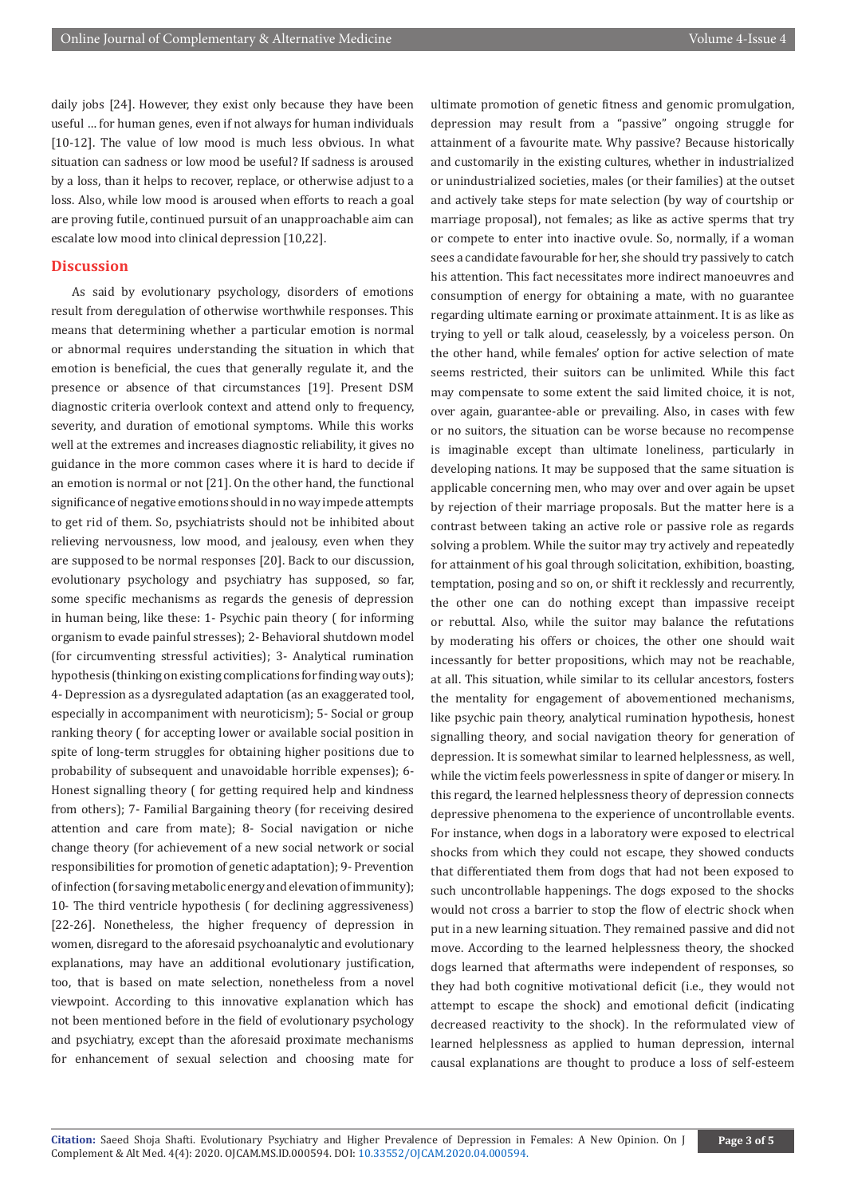daily jobs [24]. However, they exist only because they have been useful ... for human genes, even if not always for human individuals [10-12]. The value of low mood is much less obvious. In what situation can sadness or low mood be useful? If sadness is aroused by a loss, than it helps to recover, replace, or otherwise adjust to a loss. Also, while low mood is aroused when efforts to reach a goal are proving futile, continued pursuit of an unapproachable aim can escalate low mood into clinical depression [10,22].

## Discussion

As said by evolutionary psychology, disorders of emotions result from deregulation of otherwise worthwhile responses. This means that determining whether a particular emotion is normal or abnormal requires understanding the situation in which that emotion is beneficial, the cues that generally regulate it, and the presence or absence of that circumstances [19]. Present DSM diagnostic criteria overlook context and attend only to frequency, severity, and duration of emotional symptoms. While this works well at the extremes and increases diagnostic reliability, it gives no guidance in the more common cases where it is hard to decide if an emotion is normal or not [21]. On the other hand, the functional significance of negative emotions should in no way impede attempts to get rid of them. So, psychiatrists should not be inhibited about relieving nervousness, low mood, and jealousy, even when they are supposed to be normal responses [20]. Back to our discussion, evolutionary psychology and psychiatry has supposed, so far, some specific mechanisms as regards the genesis of depression in human being, like these: 1- Psychic pain theory ( for informing organism to evade painful stresses); 2- Behavioral shutdown model (for circumventing stressful activities); 3- Analytical rumination hypothesis (thinking on existing complications for finding way outs); 4- Depression as a dysregulated adaptation (as an exaggerated tool, especially in accompaniment with neuroticism); 5- Social or group ranking theory ( for accepting lower or available social position in spite of long-term struggles for obtaining higher positions due to probability of subsequent and unavoidable horrible expenses); 6- Honest signalling theory ( for getting required help and kindness from others); 7- Familial Bargaining theory (for receiving desired attention and care from mate); 8- Social navigation or niche change theory (for achievement of a new social network or social responsibilities for promotion of genetic adaptation); 9- Prevention of infection (for saving metabolic energy and elevation of immunity); 10- The third ventricle hypothesis ( for declining aggressiveness) [22-26]. Nonetheless, the higher frequency of depression in women, disregard to the aforesaid psychoanalytic and evolutionary explanations, may have an additional evolutionary justification, too, that is based on mate selection, nonetheless from a novel viewpoint. According to this innovative explanation which has not been mentioned before in the field of evolutionary psychology and psychiatry, except than the aforesaid proximate mechanisms for enhancement of sexual selection and choosing mate for ultimate promotion of genetic fitness and genomic promulgation, depression may result from a "passive" ongoing struggle for attainment of a favourite mate. Why passive? Because historically and customarily in the existing cultures, whether in industrialized or unindustrialized societies, males (or their families) at the outset and actively take steps for mate selection (by way of courtship or marriage proposal), not females; as like as active sperms that try or compete to enter into inactive ovule. So, normally, if a woman sees a candidate favourable for her, she should try passively to catch his attention. This fact necessitates more indirect manoeuvres and consumption of energy for obtaining a mate, with no guarantee regarding ultimate earning or proximate attainment. It is as like as trying to yell or talk aloud, ceaselessly, by a voiceless person. On the other hand, while females' option for active selection of mate seems restricted, their suitors can be unlimited. While this fact may compensate to some extent the said limited choice, it is not, over again, guarantee-able or prevailing. Also, in cases with few or no suitors, the situation can be worse because no recompense is imaginable except than ultimate loneliness, particularly in developing nations. It may be supposed that the same situation is applicable concerning men, who may over and over again be upset by rejection of their marriage proposals. But the matter here is a contrast between taking an active role or passive role as regards solving a problem. While the suitor may try actively and repeatedly for attainment of his goal through solicitation, exhibition, boasting, temptation, posing and so on, or shift it recklessly and recurrently, the other one can do nothing except than impassive receipt or rebuttal. Also, while the suitor may balance the refutations by moderating his offers or choices, the other one should wait incessantly for better propositions, which may not be reachable, at all. This situation, while similar to its cellular ancestors, fosters the mentality for engagement of abovementioned mechanisms, like psychic pain theory, analytical rumination hypothesis, honest signalling theory, and social navigation theory for generation of depression. It is somewhat similar to learned helplessness, as well, while the victim feels powerlessness in spite of danger or misery. In this regard, the learned helplessness theory of depression connects depressive phenomena to the experience of uncontrollable events. For instance, when dogs in a laboratory were exposed to electrical shocks from which they could not escape, they showed conducts that differentiated them from dogs that had not been exposed to such uncontrollable happenings. The dogs exposed to the shocks would not cross a barrier to stop the flow of electric shock when put in a new learning situation. They remained passive and did not move. According to the learned helplessness theory, the shocked dogs learned that aftermaths were independent of responses, so they had both cognitive motivational deficit (i.e., they would not attempt to escape the shock) and emotional deficit (indicating decreased reactivity to the shock). In the reformulated view of learned helplessness as applied to human depression, internal causal explanations are thought to produce a loss of self-esteem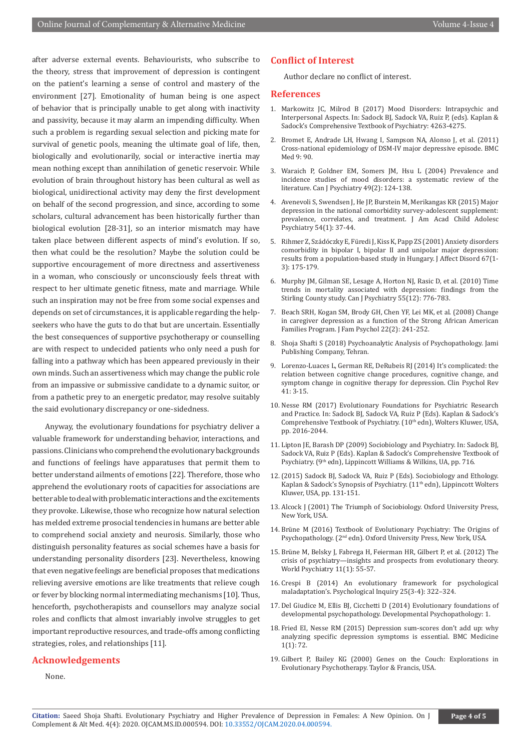after adverse external events. Behaviourists, who subscribe to the theory, stress that improvement of depression is contingent on the patient's learning a sense of control and mastery of the environment [27]. Emotionality of human being is one aspect of behavior that is principally unable to get along with inactivity and passivity, because it may alarm an impending difficulty. When such a problem is regarding sexual selection and picking mate for survival of genetic pools, meaning the ultimate goal of life, then, biologically and evolutionarily, social or interactive inertia may mean nothing except than annihilation of genetic reservoir. While evolution of brain throughout history has been cultural as well as biological, unidirectional activity may deny the first development on behalf of the second progression, and since, according to some scholars, cultural advancement has been historically further than biological evolution [28-31], so an interior mismatch may have taken place between different aspects of mind's evolution. If so, then what could be the resolution? Maybe the solution could be supportive encouragement of more directness and assertiveness in a woman, who consciously or unconsciously feels threat with respect to her ultimate genetic fitness, mate and marriage. While such an inspiration may not be free from some social expenses and depends on set of circumstances, it is applicable regarding the help-seekers who have the guts to do that but are uncertain. Essentially the best consequences of supportive psychotherapy or counselling are with respect to undecided patients who only need a push for falling into a pathway which has been appeared previously in their own minds. Such an assertiveness which may change the public role from an impassive or submissive candidate to a dynamic suitor, or from a pathetic prey to an energetic predator, may resolve suitably the said evolutionary discrepancy or one-sidedness.

Anyway, the evolutionary foundations for psychiatry deliver a valuable framework for understanding behavior, interactions, and passions. Clinicians who comprehend the evolutionary backgrounds and functions of feelings have apparatuses that permit them to better understand ailments of emotions [22]. Therefore, those who apprehend the evolutionary roots of capacities for associations are better able to deal with problematic interactions and the excitements they provoke. Likewise, those who recognize how natural selection has melded extreme prosocial tendencies in humans are better able to comprehend social anxiety and neurosis. Similarly, those who distinguish personality features as social schemes have a basis for understanding personality disorders [23]. Nevertheless, knowing that even negative feelings are beneficial proposes that medications relieving aversive emotions are like treatments that relieve cough or fever by blocking normal intermediating mechanisms [10]. Thus, henceforth, psychotherapists and counsellors may analyze social roles and conflicts that almost invariably involve struggles to get important reproductive resources, and trade-offs among conflicting strategies, roles, and relationships [11].

## Acknowledgements

None.

## Conflict of Interest

Author declare no conflict of interest.

## References

1. Markowitz JC, Milrod B (2017) Mood Disorders: Intrapsychic and Interpersonal Aspects. In: Sadock BJ, Sadock VA, Ruiz P, (eds). Kaplan & Sadock's Comprehensive Textbook of Psychiatry: 4263-4275.
2. Bromet E, Andrade LH, Hwang I, Sampson NA, Alonso J, et al. (2011) Cross-national epidemiology of DSM-IV major depressive episode. BMC Med 9: 90.
3. Waraich P, Goldner EM, Somers JM, Hsu L (2004) Prevalence and incidence studies of mood disorders: a systematic review of the literature. Can J Psychiatry 49(2): 124-138.
4. Avenevoli S, Swendsen J, He JP, Burstein M, Merikangas KR (2015) Major depression in the national comorbidity survey-adolescent supplement: prevalence, correlates, and treatment. J Am Acad Child Adolesc Psychiatry 54(1): 37-44.
5. Rihmer Z, Szádóczky E, Füredi J, Kiss K, Papp ZS (2001) Anxiety disorders comorbidity in bipolar I, bipolar II and unipolar major depression: results from a population-based study in Hungary. J Affect Disord 67(1-3): 175-179.
6. Murphy JM, Gilman SE, Lesage A, Horton NJ, Rasic D, et al. (2010) Time trends in mortality associated with depression: findings from the Stirling County study. Can J Psychiatry 55(12): 776-783.
7. Beach SRH, Kogan SM, Brody GH, Chen YF, Lei MK, et al. (2008) Change in caregiver depression as a function of the Strong African American Families Program. J Fam Psychol 22(2): 241-252.
8. Shoja Shafti S (2018) Psychoanalytic Analysis of Psychopathology. Jami Publishing Company, Tehran.
9. Lorenzo-Luaces L, German RE, DeRubeis RJ (2014) It's complicated: the relation between cognitive change procedures, cognitive change, and symptom change in cognitive therapy for depression. Clin Psychol Rev 41: 3-15.
10. Nesse RM (2017) Evolutionary Foundations for Psychiatric Research and Practice. In: Sadock BJ, Sadock VA, Ruiz P (Eds). Kaplan & Sadock's Comprehensive Textbook of Psychiatry. (10th edn), Wolters Kluwer, USA, pp. 2016-2044.
11. Lipton JE, Barash DP (2009) Sociobiology and Psychiatry. In: Sadock BJ, Sadock VA, Ruiz P (Eds). Kaplan & Sadock's Comprehensive Textbook of Psychiatry. (9th edn), Lippincott Williams & Wilkins, UA, pp. 716.
12. (2015) Sadock BJ, Sadock VA, Ruiz P (Eds). Sociobiology and Ethology. Kaplan & Sadock's Synopsis of Psychiatry. (11th edn), Lippincott Wolters Kluwer, USA, pp. 131-151.
13. Alcock J (2001) The Triumph of Sociobiology. Oxford University Press, New York, USA.
14. Brüne M (2016) Textbook of Evolutionary Psychiatry: The Origins of Psychopathology. (2nd edn). Oxford University Press, New York, USA.
15. Brüne M, Belsky J, Fabrega H, Feierman HR, Gilbert P, et al. (2012) The crisis of psychiatry—insights and prospects from evolutionary theory. World Psychiatry 11(1): 55-57.
16. Crespi B (2014) An evolutionary framework for psychological maladaptation's. Psychological Inquiry 25(3-4): 322–324.
17. Del Giudice M, Ellis BJ, Cicchetti D (2014) Evolutionary foundations of developmental psychopathology. Developmental Psychopathology: 1.
18. Fried EI, Nesse RM (2015) Depression sum-scores don't add up: why analyzing specific depression symptoms is essential. BMC Medicine 1(1): 72.
19. Gilbert P, Bailey KG (2000) Genes on the Couch: Explorations in Evolutionary Psychotherapy. Taylor & Francis, USA.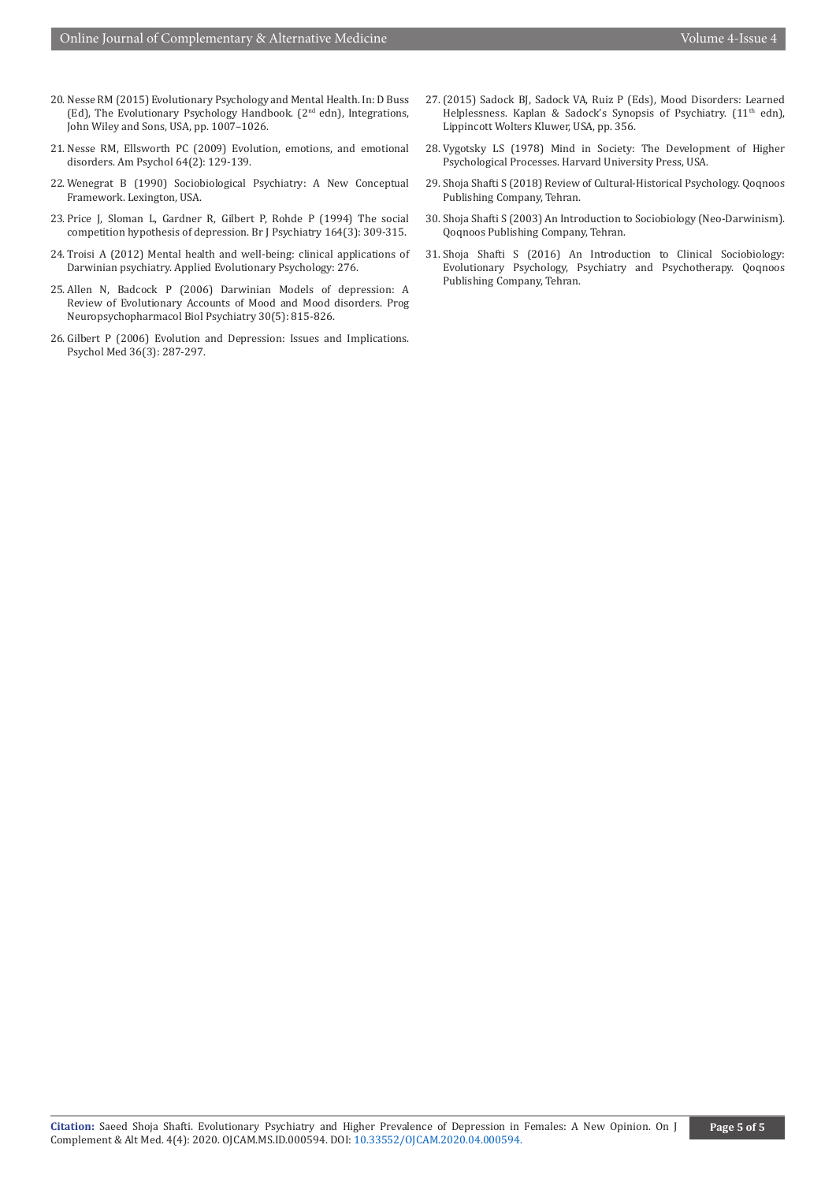20. Nesse RM (2015) Evolutionary Psychology and Mental Health. In: D Buss (Ed), The Evolutionary Psychology Handbook. (2nd edn), Integrations, John Wiley and Sons, USA, pp. 1007–1026.
21. Nesse RM, Ellsworth PC (2009) Evolution, emotions, and emotional disorders. Am Psychol 64(2): 129-139.
22. Wenegrat B (1990) Sociobiological Psychiatry: A New Conceptual Framework. Lexington, USA.
23. Price J, Sloman L, Gardner R, Gilbert P, Rohde P (1994) The social competition hypothesis of depression. Br J Psychiatry 164(3): 309-315.
24. Troisi A (2012) Mental health and well-being: clinical applications of Darwinian psychiatry. Applied Evolutionary Psychology: 276.
25. Allen N, Badcock P (2006) Darwinian Models of depression: A Review of Evolutionary Accounts of Mood and Mood disorders. Prog Neuropsychopharmacol Biol Psychiatry 30(5): 815-826.
26. Gilbert P (2006) Evolution and Depression: Issues and Implications. Psychol Med 36(3): 287-297.
27. (2015) Sadock BJ, Sadock VA, Ruiz P (Eds), Mood Disorders: Learned Helplessness. Kaplan & Sadock's Synopsis of Psychiatry. (11th edn), Lippincott Wolters Kluwer, USA, pp. 356.
28. Vygotsky LS (1978) Mind in Society: The Development of Higher Psychological Processes. Harvard University Press, USA.
29. Shoja Shafti S (2018) Review of Cultural-Historical Psychology. Qoqnoos Publishing Company, Tehran.
30. Shoja Shafti S (2003) An Introduction to Sociobiology (Neo-Darwinism). Qoqnoos Publishing Company, Tehran.
31. Shoja Shafti S (2016) An Introduction to Clinical Sociobiology: Evolutionary Psychology, Psychiatry and Psychotherapy. Qoqnoos Publishing Company, Tehran.